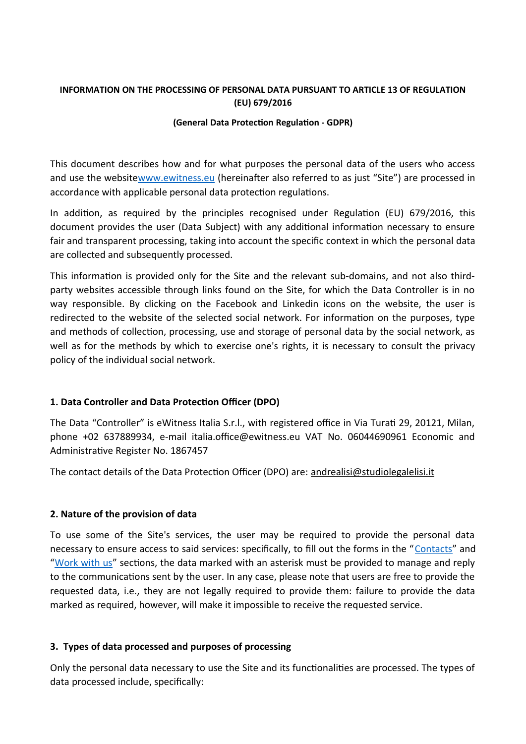**INFORMATION ON THE PROCESSING OF PERSONAL DATA PURSUANT TO ARTICLE 13 OF REGULATION (EU) 679/2016**

**(General Data Protection Regulation - GDPR)**

This document describes how and for what purposes the personal data of the users who access and use the websitewww.ewitness.eu (hereinafter also referred to as just "Site") are processed in accordance with applicable personal data protection regulations.

In addition, as required by the principles recognised under Regulation (EU) 679/2016, this document provides the user (Data Subject) with any additional information necessary to ensure fair and transparent processing, taking into account the specific context in which the personal data are collected and subsequently processed.

This information is provided only for the Site and the relevant sub-domains, and not also third-party websites accessible through links found on the Site, for which the Data Controller is in no way responsible. By clicking on the Facebook and Linkedin icons on the website, the user is redirected to the website of the selected social network. For information on the purposes, type and methods of collection, processing, use and storage of personal data by the social network, as well as for the methods by which to exercise one's rights, it is necessary to consult the privacy policy of the individual social network.

## 1. Data Controller and Data Protection Officer (DPO)

The Data "Controller" is eWitness Italia S.r.l., with registered office in Via Turati 29, 20121, Milan, phone +02 637889934, e-mail italia.office@ewitness.eu VAT No. 06044690961 Economic and Administrative Register No. 1867457

The contact details of the Data Protection Officer (DPO) are: andrealisi@studiolegalelisi.it

## 2. Nature of the provision of data

To use some of the Site's services, the user may be required to provide the personal data necessary to ensure access to said services: specifically, to fill out the forms in the "Contacts" and "Work with us" sections, the data marked with an asterisk must be provided to manage and reply to the communications sent by the user. In any case, please note that users are free to provide the requested data, i.e., they are not legally required to provide them: failure to provide the data marked as required, however, will make it impossible to receive the requested service.

## 3. Types of data processed and purposes of processing

Only the personal data necessary to use the Site and its functionalities are processed. The types of data processed include, specifically: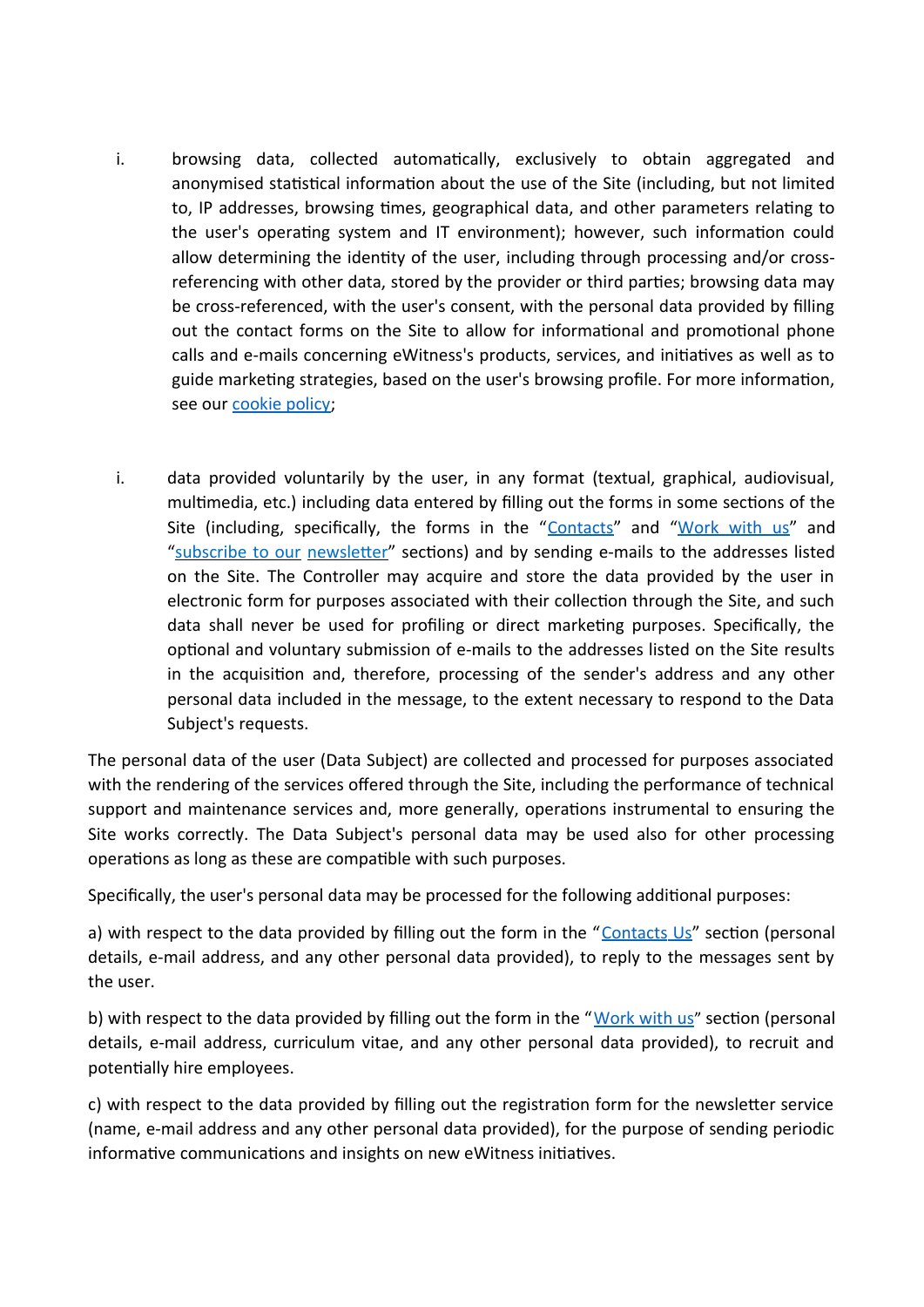i. browsing data, collected automatically, exclusively to obtain aggregated and anonymised statistical information about the use of the Site (including, but not limited to, IP addresses, browsing times, geographical data, and other parameters relating to the user's operating system and IT environment); however, such information could allow determining the identity of the user, including through processing and/or cross-referencing with other data, stored by the provider or third parties; browsing data may be cross-referenced, with the user's consent, with the personal data provided by filling out the contact forms on the Site to allow for informational and promotional phone calls and e-mails concerning eWitness's products, services, and initiatives as well as to guide marketing strategies, based on the user's browsing profile. For more information, see our cookie policy;

i. data provided voluntarily by the user, in any format (textual, graphical, audiovisual, multimedia, etc.) including data entered by filling out the forms in some sections of the Site (including, specifically, the forms in the "Contacts" and "Work with us" and "subscribe to our newsletter" sections) and by sending e-mails to the addresses listed on the Site. The Controller may acquire and store the data provided by the user in electronic form for purposes associated with their collection through the Site, and such data shall never be used for profiling or direct marketing purposes. Specifically, the optional and voluntary submission of e-mails to the addresses listed on the Site results in the acquisition and, therefore, processing of the sender's address and any other personal data included in the message, to the extent necessary to respond to the Data Subject's requests.

The personal data of the user (Data Subject) are collected and processed for purposes associated with the rendering of the services offered through the Site, including the performance of technical support and maintenance services and, more generally, operations instrumental to ensuring the Site works correctly. The Data Subject's personal data may be used also for other processing operations as long as these are compatible with such purposes.

Specifically, the user's personal data may be processed for the following additional purposes:

a) with respect to the data provided by filling out the form in the "Contacts Us" section (personal details, e-mail address, and any other personal data provided), to reply to the messages sent by the user.

b) with respect to the data provided by filling out the form in the "Work with us" section (personal details, e-mail address, curriculum vitae, and any other personal data provided), to recruit and potentially hire employees.

c) with respect to the data provided by filling out the registration form for the newsletter service (name, e-mail address and any other personal data provided), for the purpose of sending periodic informative communications and insights on new eWitness initiatives.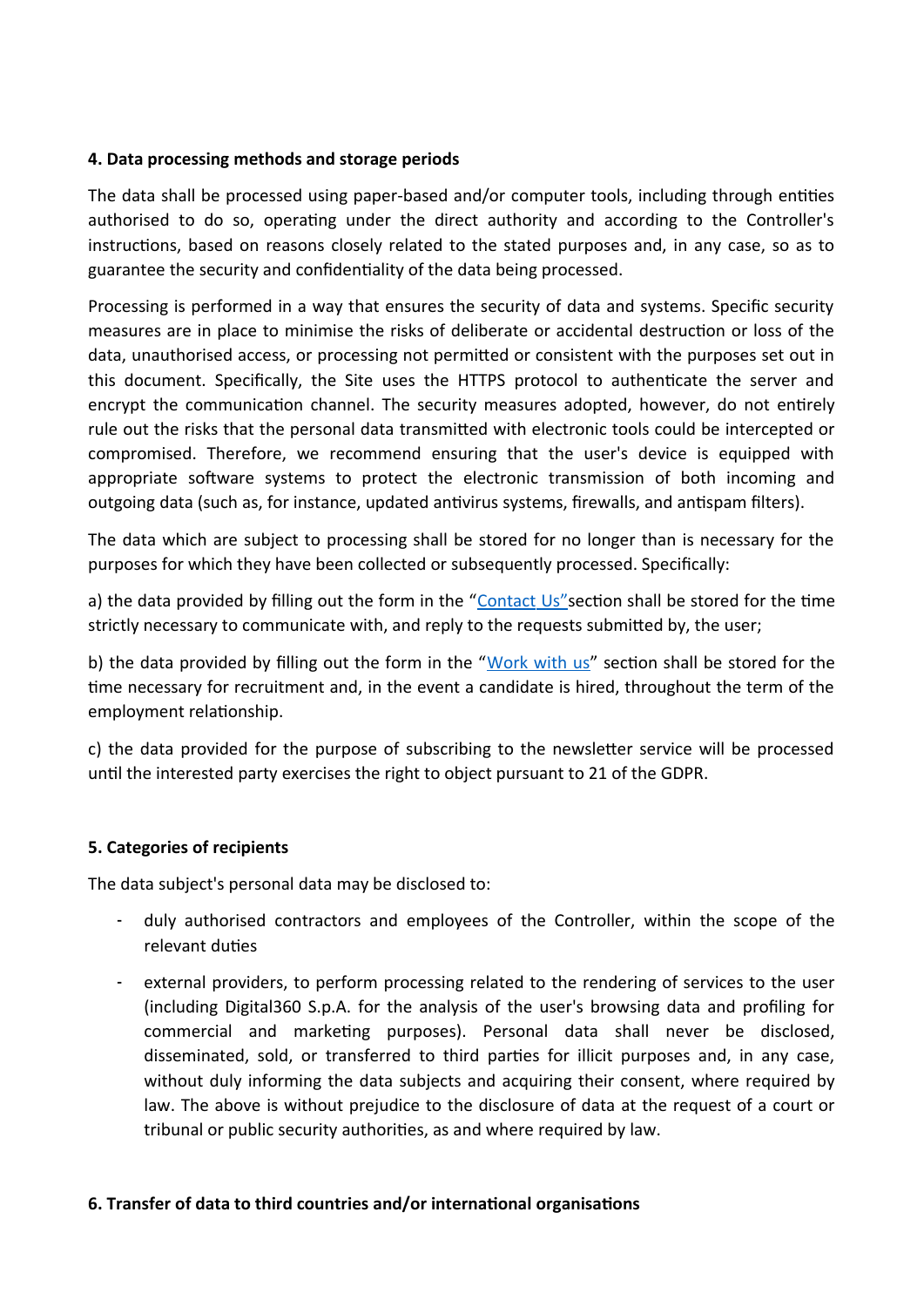**4. Data processing methods and storage periods**

The data shall be processed using paper-based and/or computer tools, including through entities authorised to do so, operating under the direct authority and according to the Controller's instructions, based on reasons closely related to the stated purposes and, in any case, so as to guarantee the security and confidentiality of the data being processed.

Processing is performed in a way that ensures the security of data and systems. Specific security measures are in place to minimise the risks of deliberate or accidental destruction or loss of the data, unauthorised access, or processing not permitted or consistent with the purposes set out in this document. Specifically, the Site uses the HTTPS protocol to authenticate the server and encrypt the communication channel. The security measures adopted, however, do not entirely rule out the risks that the personal data transmitted with electronic tools could be intercepted or compromised. Therefore, we recommend ensuring that the user's device is equipped with appropriate software systems to protect the electronic transmission of both incoming and outgoing data (such as, for instance, updated antivirus systems, firewalls, and antispam filters).

The data which are subject to processing shall be stored for no longer than is necessary for the purposes for which they have been collected or subsequently processed. Specifically:

a) the data provided by filling out the form in the "Contact Us"section shall be stored for the time strictly necessary to communicate with, and reply to the requests submitted by, the user;

b) the data provided by filling out the form in the "Work with us" section shall be stored for the time necessary for recruitment and, in the event a candidate is hired, throughout the term of the employment relationship.

c) the data provided for the purpose of subscribing to the newsletter service will be processed until the interested party exercises the right to object pursuant to 21 of the GDPR.

**5. Categories of recipients**

The data subject's personal data may be disclosed to:

- duly authorised contractors and employees of the Controller, within the scope of the relevant duties
- external providers, to perform processing related to the rendering of services to the user (including Digital360 S.p.A. for the analysis of the user's browsing data and profiling for commercial and marketing purposes). Personal data shall never be disclosed, disseminated, sold, or transferred to third parties for illicit purposes and, in any case, without duly informing the data subjects and acquiring their consent, where required by law. The above is without prejudice to the disclosure of data at the request of a court or tribunal or public security authorities, as and where required by law.

**6. Transfer of data to third countries and/or international organisations**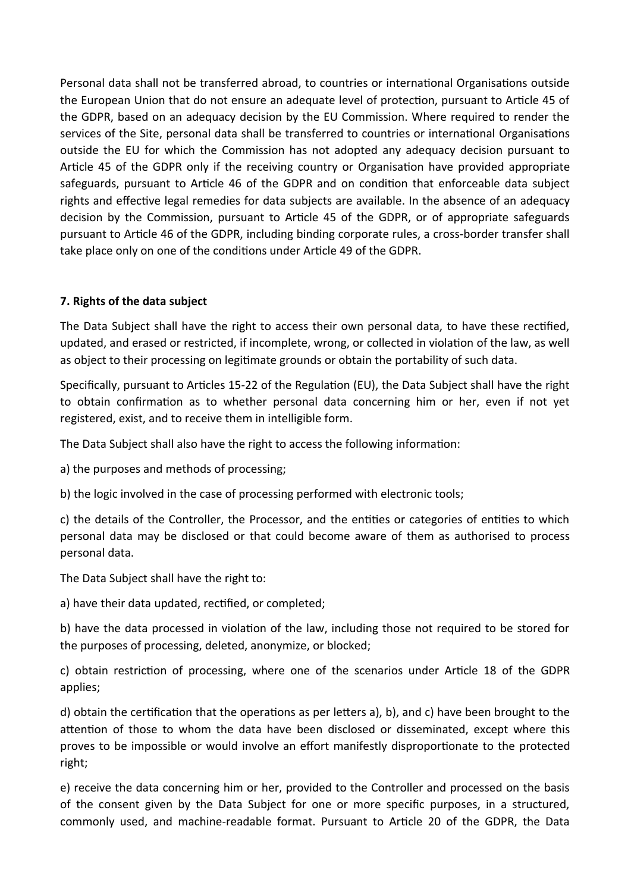Personal data shall not be transferred abroad, to countries or international Organisations outside the European Union that do not ensure an adequate level of protection, pursuant to Article 45 of the GDPR, based on an adequacy decision by the EU Commission. Where required to render the services of the Site, personal data shall be transferred to countries or international Organisations outside the EU for which the Commission has not adopted any adequacy decision pursuant to Article 45 of the GDPR only if the receiving country or Organisation have provided appropriate safeguards, pursuant to Article 46 of the GDPR and on condition that enforceable data subject rights and effective legal remedies for data subjects are available. In the absence of an adequacy decision by the Commission, pursuant to Article 45 of the GDPR, or of appropriate safeguards pursuant to Article 46 of the GDPR, including binding corporate rules, a cross-border transfer shall take place only on one of the conditions under Article 49 of the GDPR.

**7. Rights of the data subject**

The Data Subject shall have the right to access their own personal data, to have these rectified, updated, and erased or restricted, if incomplete, wrong, or collected in violation of the law, as well as object to their processing on legitimate grounds or obtain the portability of such data.

Specifically, pursuant to Articles 15-22 of the Regulation (EU), the Data Subject shall have the right to obtain confirmation as to whether personal data concerning him or her, even if not yet registered, exist, and to receive them in intelligible form.

The Data Subject shall also have the right to access the following information:

a) the purposes and methods of processing;

b) the logic involved in the case of processing performed with electronic tools;

c) the details of the Controller, the Processor, and the entities or categories of entities to which personal data may be disclosed or that could become aware of them as authorised to process personal data.

The Data Subject shall have the right to:

a) have their data updated, rectified, or completed;

b) have the data processed in violation of the law, including those not required to be stored for the purposes of processing, deleted, anonymize, or blocked;

c) obtain restriction of processing, where one of the scenarios under Article 18 of the GDPR applies;

d) obtain the certification that the operations as per letters a), b), and c) have been brought to the attention of those to whom the data have been disclosed or disseminated, except where this proves to be impossible or would involve an effort manifestly disproportionate to the protected right;

e) receive the data concerning him or her, provided to the Controller and processed on the basis of the consent given by the Data Subject for one or more specific purposes, in a structured, commonly used, and machine-readable format. Pursuant to Article 20 of the GDPR, the Data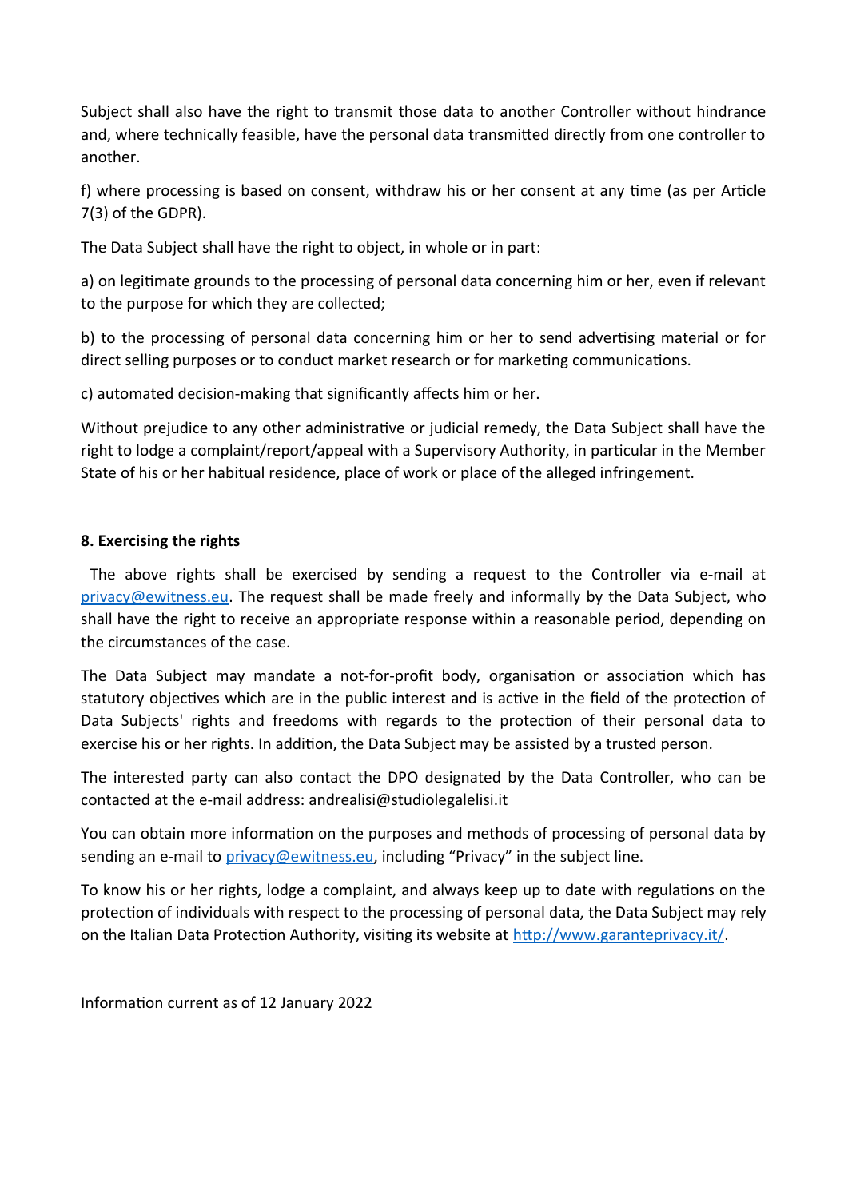Subject shall also have the right to transmit those data to another Controller without hindrance and, where technically feasible, have the personal data transmitted directly from one controller to another.

f) where processing is based on consent, withdraw his or her consent at any time (as per Article 7(3) of the GDPR).

The Data Subject shall have the right to object, in whole or in part:

a) on legitimate grounds to the processing of personal data concerning him or her, even if relevant to the purpose for which they are collected;

b) to the processing of personal data concerning him or her to send advertising material or for direct selling purposes or to conduct market research or for marketing communications.

c) automated decision-making that significantly affects him or her.

Without prejudice to any other administrative or judicial remedy, the Data Subject shall have the right to lodge a complaint/report/appeal with a Supervisory Authority, in particular in the Member State of his or her habitual residence, place of work or place of the alleged infringement.

**8. Exercising the rights**

The above rights shall be exercised by sending a request to the Controller via e-mail at privacy@ewitness.eu. The request shall be made freely and informally by the Data Subject, who shall have the right to receive an appropriate response within a reasonable period, depending on the circumstances of the case.

The Data Subject may mandate a not-for-profit body, organisation or association which has statutory objectives which are in the public interest and is active in the field of the protection of Data Subjects' rights and freedoms with regards to the protection of their personal data to exercise his or her rights. In addition, the Data Subject may be assisted by a trusted person.

The interested party can also contact the DPO designated by the Data Controller, who can be contacted at the e-mail address: andrealisi@studiolegalelisi.it

You can obtain more information on the purposes and methods of processing of personal data by sending an e-mail to privacy@ewitness.eu, including "Privacy" in the subject line.

To know his or her rights, lodge a complaint, and always keep up to date with regulations on the protection of individuals with respect to the processing of personal data, the Data Subject may rely on the Italian Data Protection Authority, visiting its website at http://www.garanteprivacy.it/.

Information current as of 12 January 2022